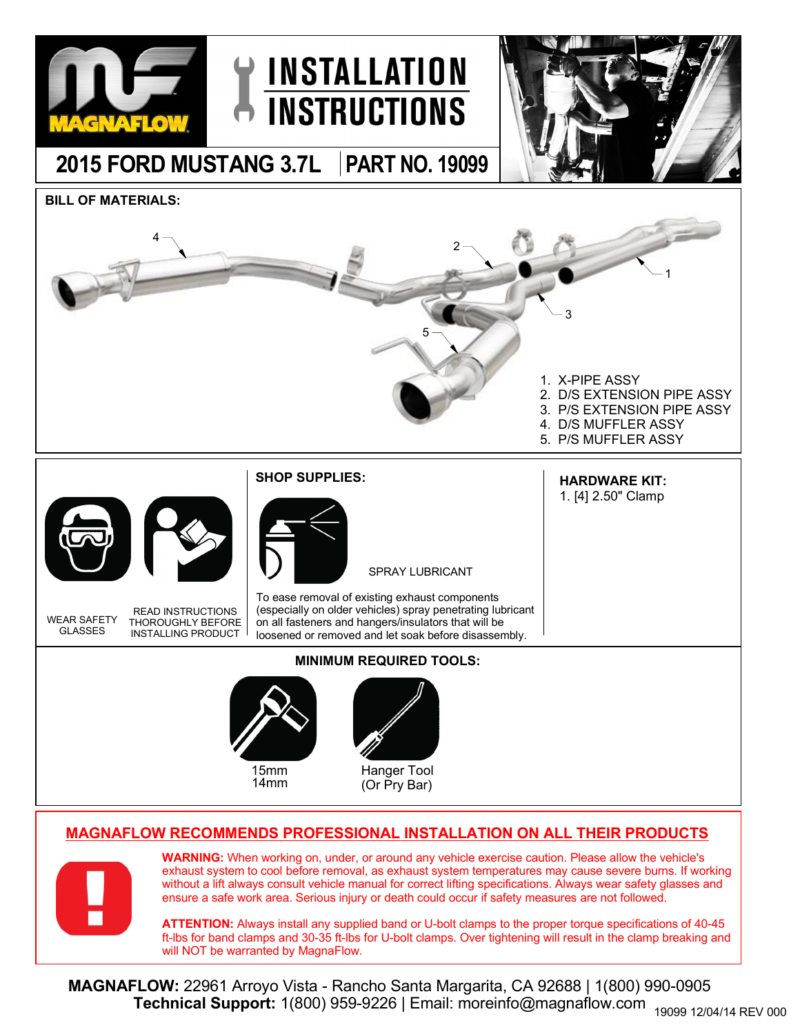# INSTALLATION INSTRUCTIONS

## 2015 FORD MUSTANG 3.7L | PART NO. 19099

### BILL OF MATERIALS:

1. X-PIPE ASSY
2. D/S EXTENSION PIPE ASSY
3. P/S EXTENSION PIPE ASSY
4. D/S MUFFLER ASSY
5. P/S MUFFLER ASSY

WEAR SAFETY GLASSES

READ INSTRUCTIONS THOROUGHLY BEFORE INSTALLING PRODUCT

### SHOP SUPPLIES:

SPRAY LUBRICANT

To ease removal of existing exhaust components (especially on older vehicles) spray penetrating lubricant on all fasteners and hangers/insulators that will be loosened or removed and let soak before disassembly.

### HARDWARE KIT:

1. [4] 2.50" Clamp

### MINIMUM REQUIRED TOOLS:

15mm
14mm

Hanger Tool
(Or Pry Bar)

## MAGNAFLOW RECOMMENDS PROFESSIONAL INSTALLATION ON ALL THEIR PRODUCTS

**WARNING:** When working on, under, or around any vehicle exercise caution. Please allow the vehicle's exhaust system to cool before removal, as exhaust system temperatures may cause severe burns. If working without a lift always consult vehicle manual for correct lifting specifications. Always wear safety glasses and ensure a safe work area. Serious injury or death could occur if safety measures are not followed.

**ATTENTION:** Always install any supplied band or U-bolt clamps to the proper torque specifications of 40-45 ft-lbs for band clamps and 30-35 ft-lbs for U-bolt clamps. Over tightening will result in the clamp breaking and will NOT be warranted by MagnaFlow.

**MAGNAFLOW:** 22961 Arroyo Vista - Rancho Santa Margarita, CA 92688 | 1(800) 990-0905
**Technical Support:** 1(800) 959-9226 | Email: moreinfo@magnaflow.com

19099 12/04/14 REV 000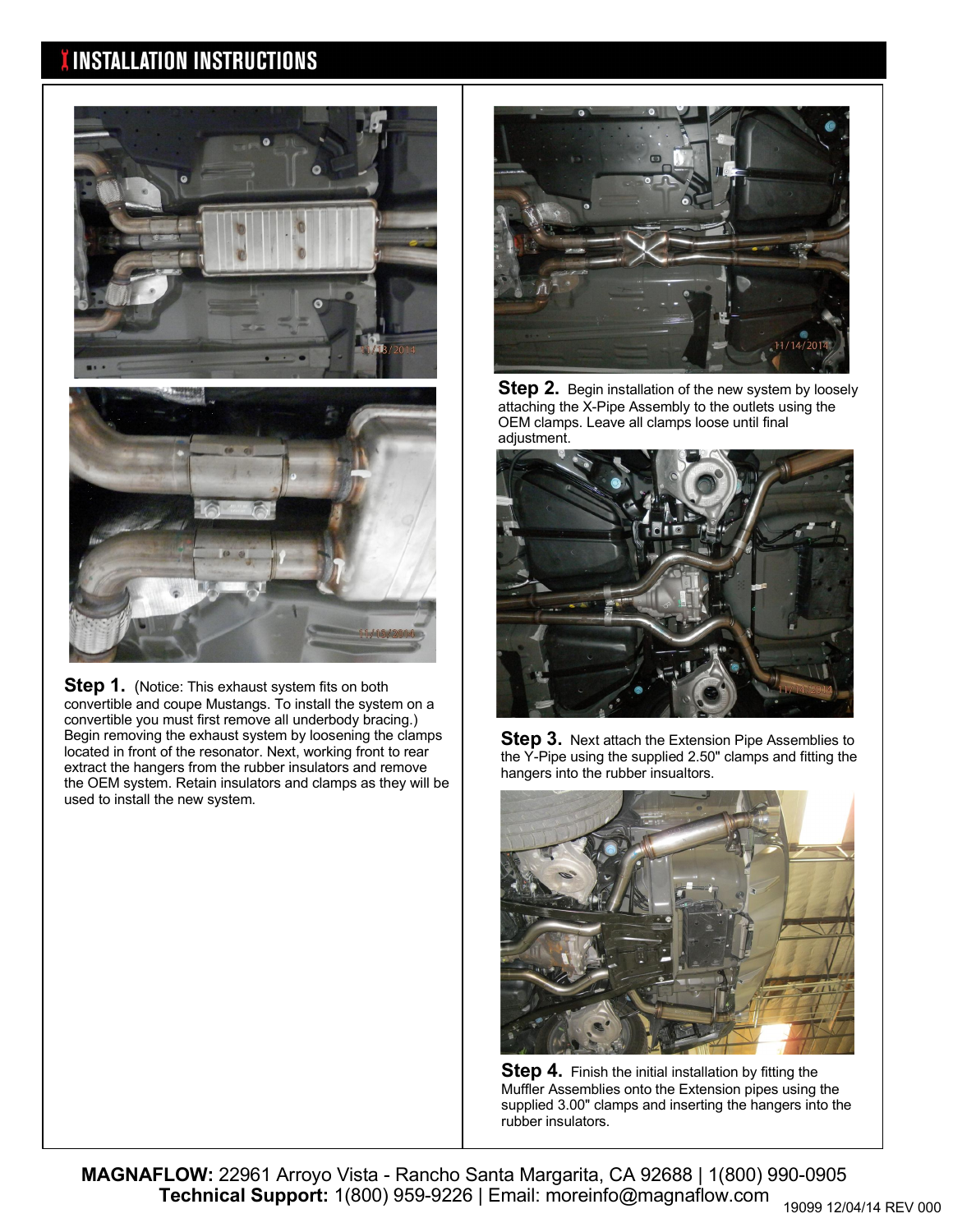# INSTALLATION INSTRUCTIONS

**Step 1.** (Notice: This exhaust system fits on both convertible and coupe Mustangs. To install the system on a convertible you must first remove all underbody bracing.) Begin removing the exhaust system by loosening the clamps located in front of the resonator. Next, working front to rear extract the hangers from the rubber insulators and remove the OEM system. Retain insulators and clamps as they will be used to install the new system.

**Step 2.** Begin installation of the new system by loosely attaching the X-Pipe Assembly to the outlets using the OEM clamps. Leave all clamps loose until final adjustment.

**Step 3.** Next attach the Extension Pipe Assemblies to the Y-Pipe using the supplied 2.50" clamps and fitting the hangers into the rubber insualtors.

**Step 4.** Finish the initial installation by fitting the Muffler Assemblies onto the Extension pipes using the supplied 3.00" clamps and inserting the hangers into the rubber insulators.

**MAGNAFLOW:** 22961 Arroyo Vista - Rancho Santa Margarita, CA 92688 | 1(800) 990-0905
**Technical Support:** 1(800) 959-9226 | Email: moreinfo@magnaflow.com

19099 12/04/14 REV 000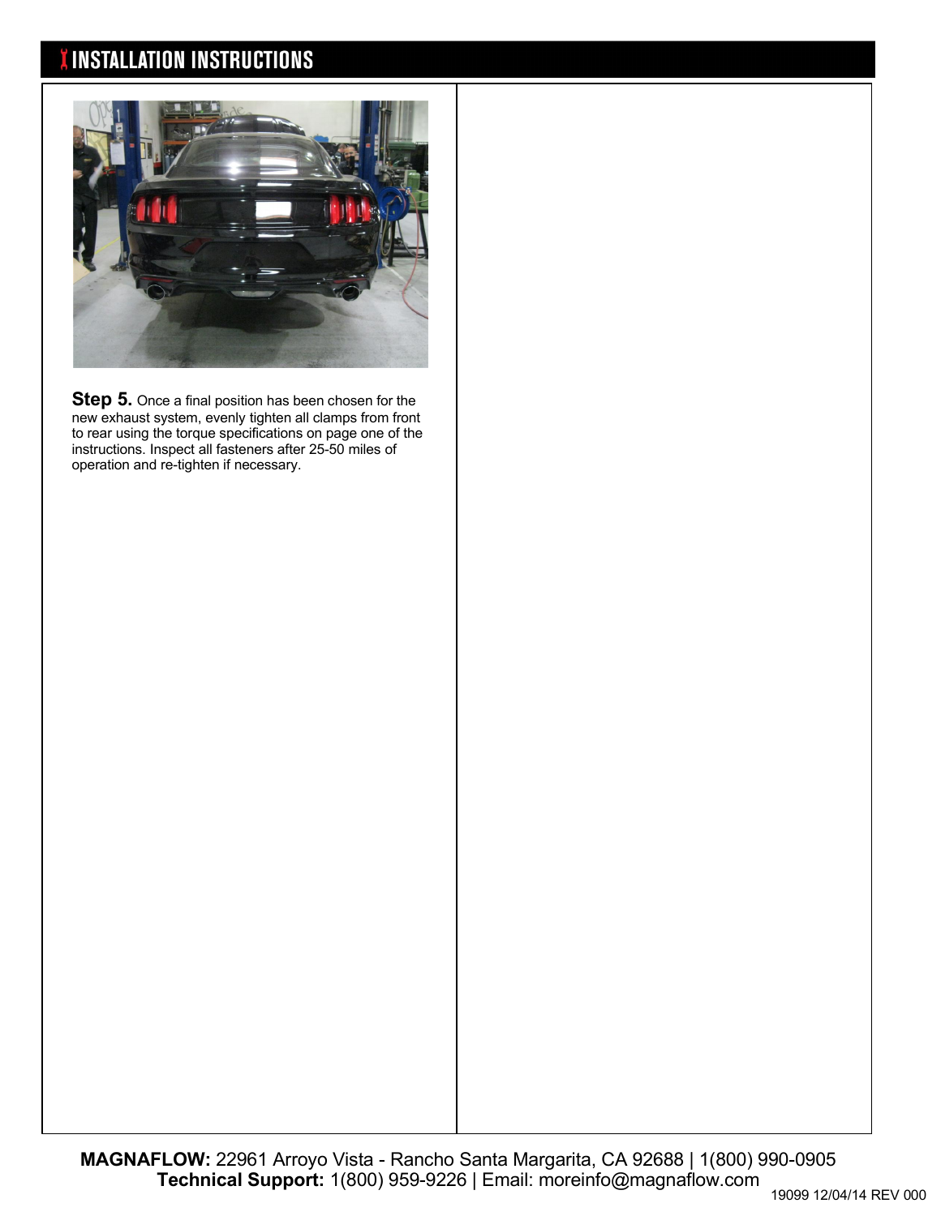**Step 5.** Once a final position has been chosen for the new exhaust system, evenly tighten all clamps from front to rear using the torque specifications on page one of the instructions. Inspect all fasteners after 25-50 miles of operation and re-tighten if necessary.

**MAGNAFLOW:** 22961 Arroyo Vista - Rancho Santa Margarita, CA 92688 | 1(800) 990-0905
**Technical Support:** 1(800) 959-9226 | Email: moreinfo@magnaflow.com

19099 12/04/14 REV 000